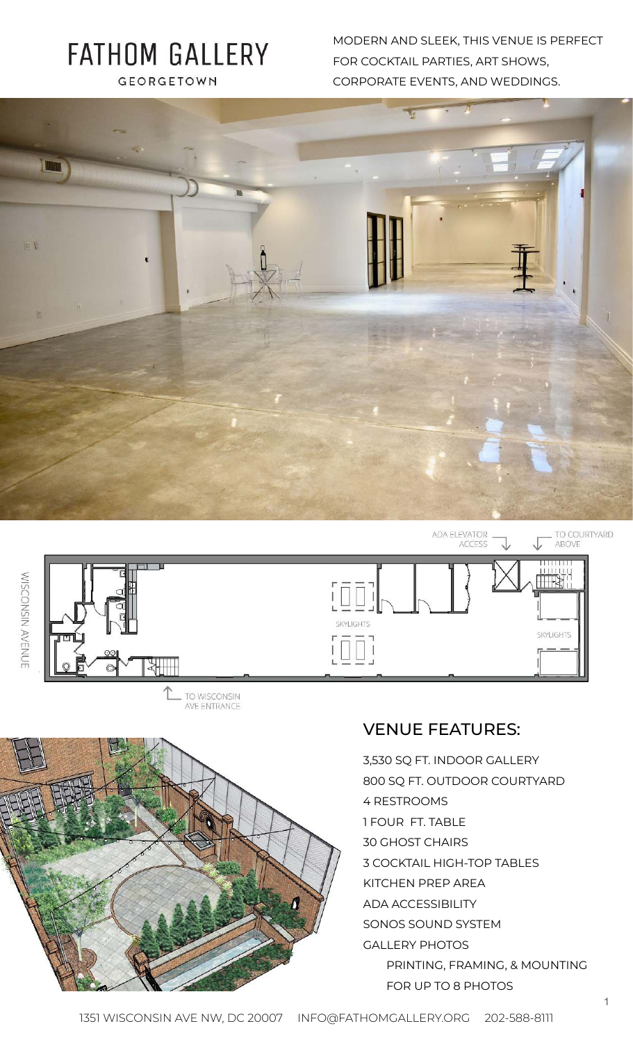# FATHOM GALLERY

GEORGETOWN

MODERN AND SLEEK, THIS VENUE IS PERFECT FOR COCKTAIL PARTIES, ART SHOWS, CORPORATE EVENTS, AND WEDDINGS.

ADA ELEVATOR ACCESS

TO COURTYARD ABOVE

WISCONSIN AVENUE

SKYLIGHTS

SKYLIGHTS

TO WISCONSIN AVE ENTRANCE

## VENUE FEATURES:

3,530 SQ FT. INDOOR GALLERY
800 SQ FT. OUTDOOR COURTYARD
4 RESTROOMS
1 FOUR FT. TABLE
30 GHOST CHAIRS
3 COCKTAIL HIGH-TOP TABLES
KITCHEN PREP AREA
ADA ACCESSIBILITY
SONOS SOUND SYSTEM
GALLERY PHOTOS
- PRINTING, FRAMING, & MOUNTING FOR UP TO 8 PHOTOS

1351 WISCONSIN AVE NW, DC 20007 INFO@FATHOMGALLERY.ORG 202-588-8111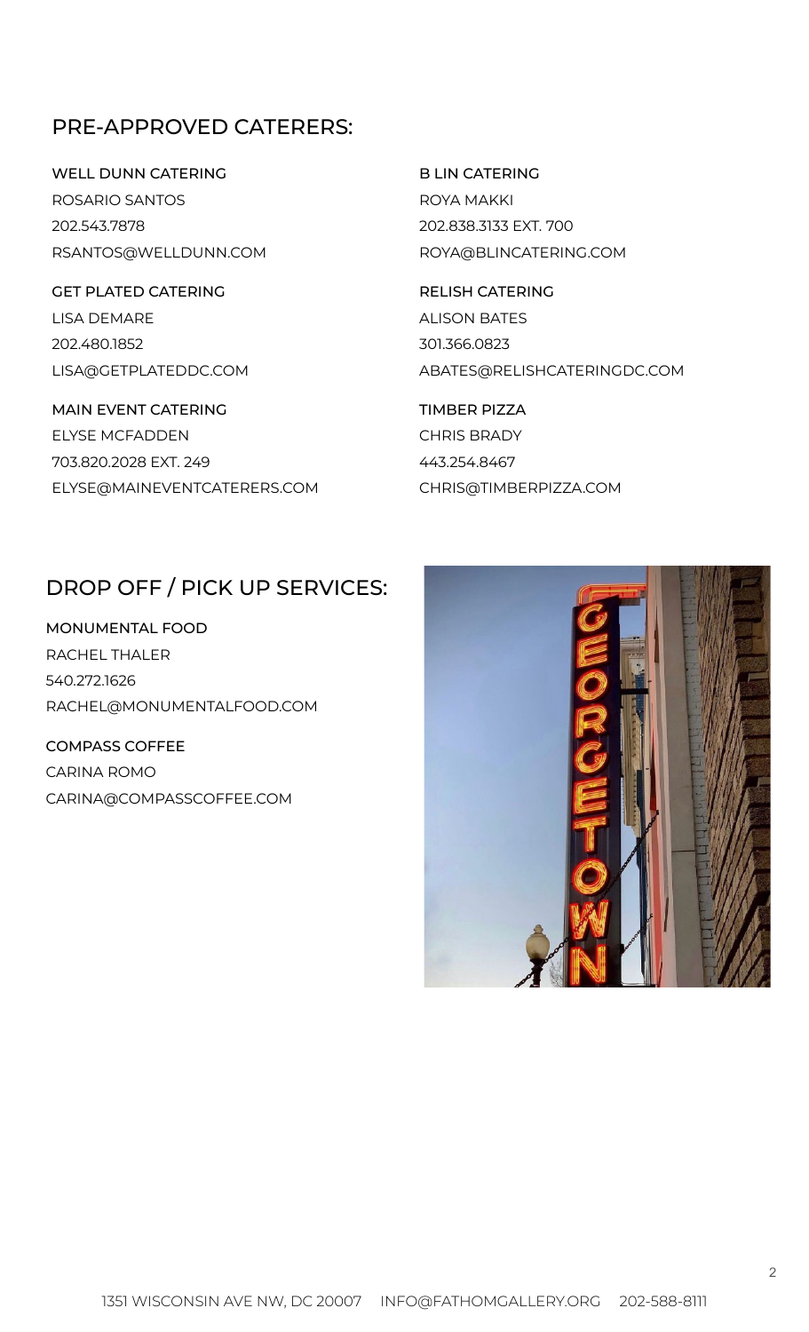## PRE-APPROVED CATERERS:

WELL DUNN CATERING
ROSARIO SANTOS
202.543.7878
RSANTOS@WELLDUNN.COM

GET PLATED CATERING
LISA DEMARE
202.480.1852
LISA@GETPLATEDDC.COM

MAIN EVENT CATERING
ELYSE MCFADDEN
703.820.2028 EXT. 249
ELYSE@MAINEVENTCATERERS.COM

B LIN CATERING
ROYA MAKKI
202.838.3133 EXT. 700
ROYA@BLINCATERING.COM

RELISH CATERING
ALISON BATES
301.366.0823
ABATES@RELISHCATERINGDC.COM

TIMBER PIZZA
CHRIS BRADY
443.254.8467
CHRIS@TIMBERPIZZA.COM

## DROP OFF / PICK UP SERVICES:

MONUMENTAL FOOD
RACHEL THALER
540.272.1626
RACHEL@MONUMENTALFOOD.COM

COMPASS COFFEE
CARINA ROMO
CARINA@COMPASSCOFFEE.COM

1351 WISCONSIN AVE NW, DC 20007 INFO@FATHOMGALLERY.ORG 202-588-8111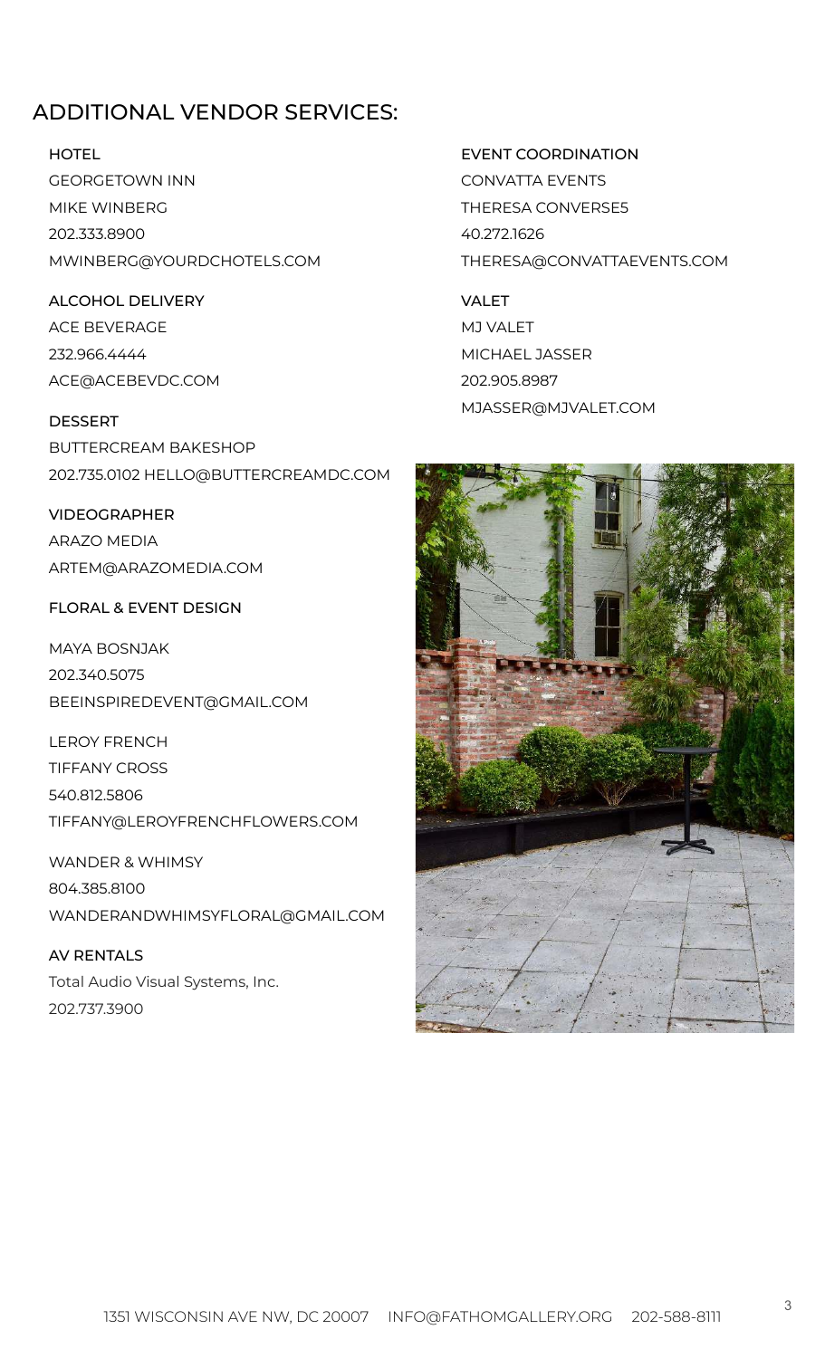# ADDITIONAL VENDOR SERVICES:

HOTEL
GEORGETOWN INN
MIKE WINBERG
202.333.8900
MWINBERG@YOURDCHOTELS.COM

ALCOHOL DELIVERY
ACE BEVERAGE
232.966.4444
ACE@ACEBEVDC.COM

DESSERT
BUTTERCREAM BAKESHOP
202.735.0102 HELLO@BUTTERCREAMDC.COM

VIDEOGRAPHER
ARAZO MEDIA
ARTEM@ARAZOMEDIA.COM

FLORAL & EVENT DESIGN

MAYA BOSNJAK
202.340.5075
BEEINSPIREDEVENT@GMAIL.COM

LEROY FRENCH
TIFFANY CROSS
540.812.5806
TIFFANY@LEROYFRENCHFLOWERS.COM

WANDER & WHIMSY
804.385.8100
WANDERANDWHIMSYFLORAL@GMAIL.COM

AV RENTALS
Total Audio Visual Systems, Inc.
202.737.3900

EVENT COORDINATION
CONVATTA EVENTS
THERESA CONVERSE5
40.272.1626
THERESA@CONVATTAEVENTS.COM

VALET
MJ VALET
MICHAEL JASSER
202.905.8987
MJASSER@MJVALET.COM

1351 WISCONSIN AVE NW, DC 20007 INFO@FATHOMGALLERY.ORG 202-588-8111